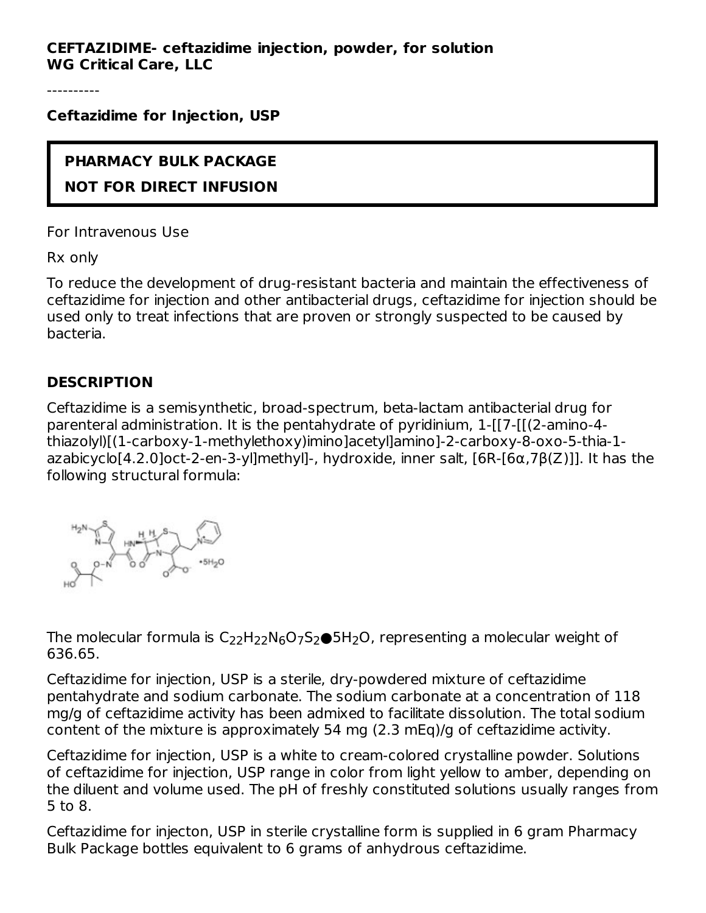**CEFTAZIDIME- ceftazidime injection, powder, for solution**
**WG Critical Care, LLC**

----------

**Ceftazidime for Injection, USP**

**PHARMACY BULK PACKAGE**

**NOT FOR DIRECT INFUSION**

For Intravenous Use

Rx only

To reduce the development of drug-resistant bacteria and maintain the effectiveness of ceftazidime for injection and other antibacterial drugs, ceftazidime for injection should be used only to treat infections that are proven or strongly suspected to be caused by bacteria.

## DESCRIPTION

Ceftazidime is a semisynthetic, broad-spectrum, beta-lactam antibacterial drug for parenteral administration. It is the pentahydrate of pyridinium, 1-[[7-[[(2-amino-4-thiazolyl)[(1-carboxy-1-methylethoxy)imino]acetyl]amino]-2-carboxy-8-oxo-5-thia-1-azabicyclo[4.2.0]oct-2-en-3-yl]methyl]-, hydroxide, inner salt, [6R-[6α,7β(Z)]]. It has the following structural formula:

The molecular formula is $C_{22}H_{22}N_6O_7S_2 \bullet 5H_2O$, representing a molecular weight of 636.65.

Ceftazidime for injection, USP is a sterile, dry-powdered mixture of ceftazidime pentahydrate and sodium carbonate. The sodium carbonate at a concentration of 118 mg/g of ceftazidime activity has been admixed to facilitate dissolution. The total sodium content of the mixture is approximately 54 mg (2.3 mEq)/g of ceftazidime activity.

Ceftazidime for injection, USP is a white to cream-colored crystalline powder. Solutions of ceftazidime for injection, USP range in color from light yellow to amber, depending on the diluent and volume used. The pH of freshly constituted solutions usually ranges from 5 to 8.

Ceftazidime for injecton, USP in sterile crystalline form is supplied in 6 gram Pharmacy Bulk Package bottles equivalent to 6 grams of anhydrous ceftazidime.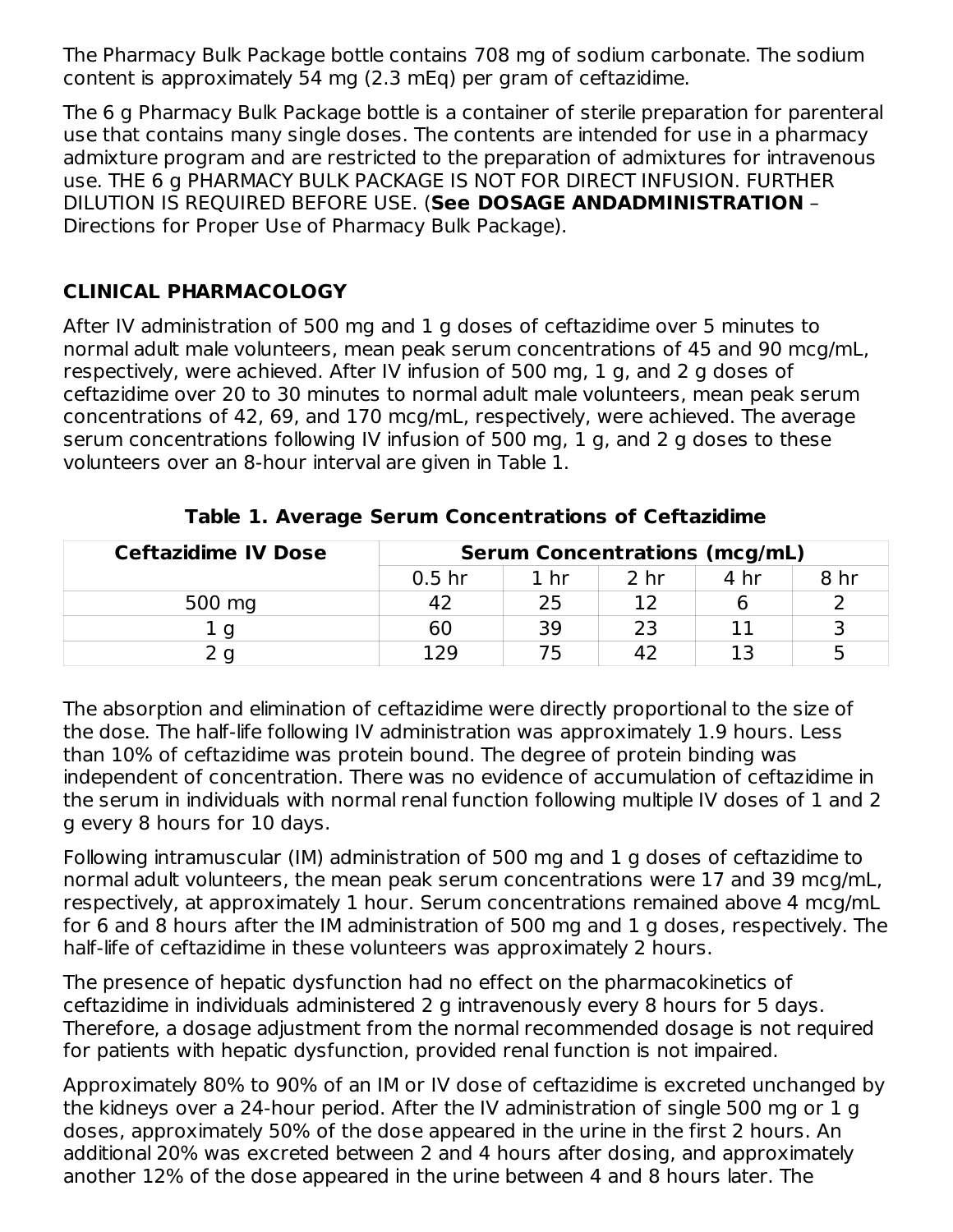The Pharmacy Bulk Package bottle contains 708 mg of sodium carbonate. The sodium content is approximately 54 mg (2.3 mEq) per gram of ceftazidime.

The 6 g Pharmacy Bulk Package bottle is a container of sterile preparation for parenteral use that contains many single doses. The contents are intended for use in a pharmacy admixture program and are restricted to the preparation of admixtures for intravenous use. THE 6 g PHARMACY BULK PACKAGE IS NOT FOR DIRECT INFUSION. FURTHER DILUTION IS REQUIRED BEFORE USE. (**See DOSAGE ANDADMINISTRATION** – Directions for Proper Use of Pharmacy Bulk Package).

## CLINICAL PHARMACOLOGY

After IV administration of 500 mg and 1 g doses of ceftazidime over 5 minutes to normal adult male volunteers, mean peak serum concentrations of 45 and 90 mcg/mL, respectively, were achieved. After IV infusion of 500 mg, 1 g, and 2 g doses of ceftazidime over 20 to 30 minutes to normal adult male volunteers, mean peak serum concentrations of 42, 69, and 170 mcg/mL, respectively, were achieved. The average serum concentrations following IV infusion of 500 mg, 1 g, and 2 g doses to these volunteers over an 8-hour interval are given in Table 1.

**Table 1. Average Serum Concentrations of Ceftazidime**

| Ceftazidime IV Dose | Serum Concentrations (mcg/mL) | | | | |
|---|---|---|---|---|---|
| | 0.5 hr | 1 hr | 2 hr | 4 hr | 8 hr |
| 500 mg | 42 | 25 | 12 | 6 | 2 |
| 1 g | 60 | 39 | 23 | 11 | 3 |
| 2 g | 129 | 75 | 42 | 13 | 5 |

The absorption and elimination of ceftazidime were directly proportional to the size of the dose. The half-life following IV administration was approximately 1.9 hours. Less than 10% of ceftazidime was protein bound. The degree of protein binding was independent of concentration. There was no evidence of accumulation of ceftazidime in the serum in individuals with normal renal function following multiple IV doses of 1 and 2 g every 8 hours for 10 days.

Following intramuscular (IM) administration of 500 mg and 1 g doses of ceftazidime to normal adult volunteers, the mean peak serum concentrations were 17 and 39 mcg/mL, respectively, at approximately 1 hour. Serum concentrations remained above 4 mcg/mL for 6 and 8 hours after the IM administration of 500 mg and 1 g doses, respectively. The half-life of ceftazidime in these volunteers was approximately 2 hours.

The presence of hepatic dysfunction had no effect on the pharmacokinetics of ceftazidime in individuals administered 2 g intravenously every 8 hours for 5 days. Therefore, a dosage adjustment from the normal recommended dosage is not required for patients with hepatic dysfunction, provided renal function is not impaired.

Approximately 80% to 90% of an IM or IV dose of ceftazidime is excreted unchanged by the kidneys over a 24-hour period. After the IV administration of single 500 mg or 1 g doses, approximately 50% of the dose appeared in the urine in the first 2 hours. An additional 20% was excreted between 2 and 4 hours after dosing, and approximately another 12% of the dose appeared in the urine between 4 and 8 hours later. The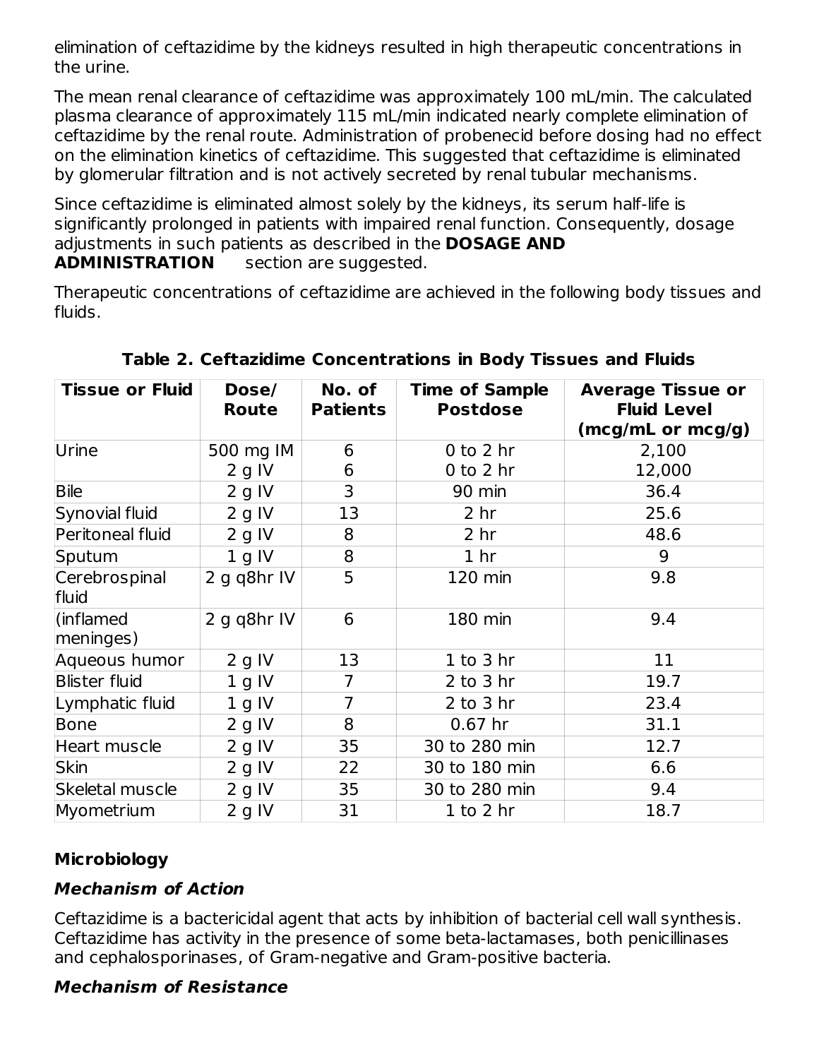elimination of ceftazidime by the kidneys resulted in high therapeutic concentrations in the urine.

The mean renal clearance of ceftazidime was approximately 100 mL/min. The calculated plasma clearance of approximately 115 mL/min indicated nearly complete elimination of ceftazidime by the renal route. Administration of probenecid before dosing had no effect on the elimination kinetics of ceftazidime. This suggested that ceftazidime is eliminated by glomerular filtration and is not actively secreted by renal tubular mechanisms.

Since ceftazidime is eliminated almost solely by the kidneys, its serum half-life is significantly prolonged in patients with impaired renal function. Consequently, dosage adjustments in such patients as described in the **DOSAGE AND ADMINISTRATION** section are suggested.

Therapeutic concentrations of ceftazidime are achieved in the following body tissues and fluids.

**Table 2. Ceftazidime Concentrations in Body Tissues and Fluids**

| Tissue or Fluid | Dose/ Route | No. of Patients | Time of Sample Postdose | Average Tissue or Fluid Level (mcg/mL or mcg/g) |
|---|---|---|---|---|
| Urine | 500 mg IM<br>2 g IV | 6<br>6 | 0 to 2 hr<br>0 to 2 hr | 2,100<br>12,000 |
| Bile | 2 g IV | 3 | 90 min | 36.4 |
| Synovial fluid | 2 g IV | 13 | 2 hr | 25.6 |
| Peritoneal fluid | 2 g IV | 8 | 2 hr | 48.6 |
| Sputum | 1 g IV | 8 | 1 hr | 9 |
| Cerebrospinal fluid | 2 g q8hr IV | 5 | 120 min | 9.8 |
| (inflamed meninges) | 2 g q8hr IV | 6 | 180 min | 9.4 |
| Aqueous humor | 2 g IV | 13 | 1 to 3 hr | 11 |
| Blister fluid | 1 g IV | 7 | 2 to 3 hr | 19.7 |
| Lymphatic fluid | 1 g IV | 7 | 2 to 3 hr | 23.4 |
| Bone | 2 g IV | 8 | 0.67 hr | 31.1 |
| Heart muscle | 2 g IV | 35 | 30 to 280 min | 12.7 |
| Skin | 2 g IV | 22 | 30 to 180 min | 6.6 |
| Skeletal muscle | 2 g IV | 35 | 30 to 280 min | 9.4 |
| Myometrium | 2 g IV | 31 | 1 to 2 hr | 18.7 |

## Microbiology

### *Mechanism of Action*

Ceftazidime is a bactericidal agent that acts by inhibition of bacterial cell wall synthesis. Ceftazidime has activity in the presence of some beta-lactamases, both penicillinases and cephalosporinases, of Gram-negative and Gram-positive bacteria.

### *Mechanism of Resistance*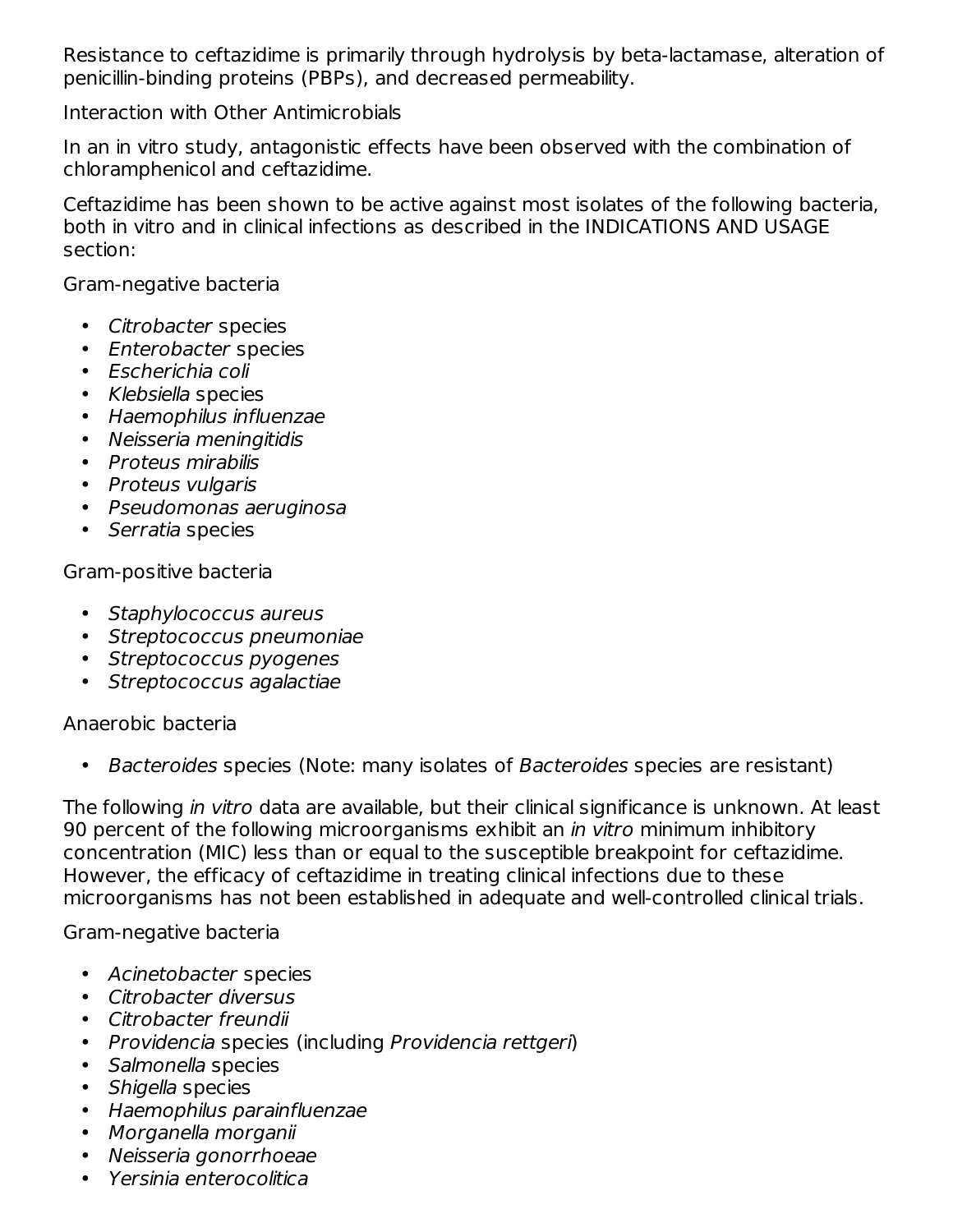Resistance to ceftazidime is primarily through hydrolysis by beta-lactamase, alteration of penicillin-binding proteins (PBPs), and decreased permeability.

Interaction with Other Antimicrobials

In an in vitro study, antagonistic effects have been observed with the combination of chloramphenicol and ceftazidime.

Ceftazidime has been shown to be active against most isolates of the following bacteria, both in vitro and in clinical infections as described in the INDICATIONS AND USAGE section:

Gram-negative bacteria

- *Citrobacter* species
- *Enterobacter* species
- *Escherichia coli*
- *Klebsiella* species
- *Haemophilus influenzae*
- *Neisseria meningitidis*
- *Proteus mirabilis*
- *Proteus vulgaris*
- *Pseudomonas aeruginosa*
- *Serratia* species

Gram-positive bacteria

- *Staphylococcus aureus*
- *Streptococcus pneumoniae*
- *Streptococcus pyogenes*
- *Streptococcus agalactiae*

Anaerobic bacteria

- *Bacteroides* species (Note: many isolates of *Bacteroides* species are resistant)

The following *in vitro* data are available, but their clinical significance is unknown. At least 90 percent of the following microorganisms exhibit an *in vitro* minimum inhibitory concentration (MIC) less than or equal to the susceptible breakpoint for ceftazidime. However, the efficacy of ceftazidime in treating clinical infections due to these microorganisms has not been established in adequate and well-controlled clinical trials.

Gram-negative bacteria

- *Acinetobacter* species
- *Citrobacter diversus*
- *Citrobacter freundii*
- *Providencia* species (including *Providencia rettgeri*)
- *Salmonella* species
- *Shigella* species
- *Haemophilus parainfluenzae*
- *Morganella morganii*
- *Neisseria gonorrhoeae*
- *Yersinia enterocolitica*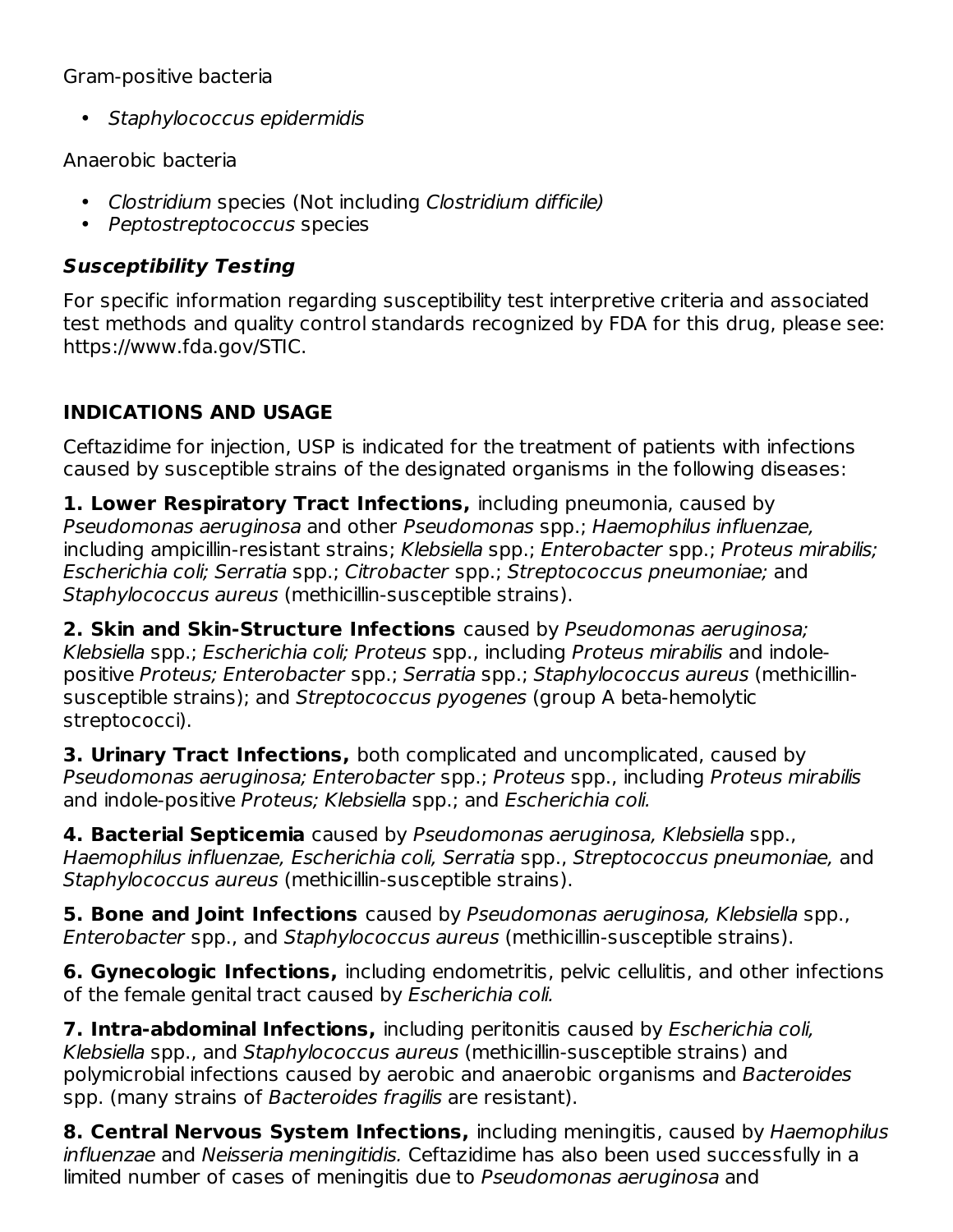Gram-positive bacteria

- *Staphylococcus epidermidis*

Anaerobic bacteria

- *Clostridium* species (Not including *Clostridium difficile)*
- *Peptostreptococcus* species

### *Susceptibility Testing*

For specific information regarding susceptibility test interpretive criteria and associated test methods and quality control standards recognized by FDA for this drug, please see: https://www.fda.gov/STIC.

## INDICATIONS AND USAGE

Ceftazidime for injection, USP is indicated for the treatment of patients with infections caused by susceptible strains of the designated organisms in the following diseases:

**1. Lower Respiratory Tract Infections,** including pneumonia, caused by *Pseudomonas aeruginosa* and other *Pseudomonas* spp.; *Haemophilus influenzae,* including ampicillin-resistant strains; *Klebsiella* spp.; *Enterobacter* spp.; *Proteus mirabilis; Escherichia coli; Serratia* spp.; *Citrobacter* spp.; *Streptococcus pneumoniae;* and *Staphylococcus aureus* (methicillin-susceptible strains).

**2. Skin and Skin-Structure Infections** caused by *Pseudomonas aeruginosa; Klebsiella* spp.; *Escherichia coli; Proteus* spp., including *Proteus mirabilis* and indole-positive *Proteus; Enterobacter* spp.; *Serratia* spp.; *Staphylococcus aureus* (methicillin-susceptible strains); and *Streptococcus pyogenes* (group A beta-hemolytic streptococci).

**3. Urinary Tract Infections,** both complicated and uncomplicated, caused by *Pseudomonas aeruginosa; Enterobacter* spp.; *Proteus* spp., including *Proteus mirabilis* and indole-positive *Proteus; Klebsiella* spp.; and *Escherichia coli.*

**4. Bacterial Septicemia** caused by *Pseudomonas aeruginosa, Klebsiella* spp., *Haemophilus influenzae, Escherichia coli, Serratia* spp., *Streptococcus pneumoniae,* and *Staphylococcus aureus* (methicillin-susceptible strains).

**5. Bone and Joint Infections** caused by *Pseudomonas aeruginosa, Klebsiella* spp., *Enterobacter* spp., and *Staphylococcus aureus* (methicillin-susceptible strains).

**6. Gynecologic Infections,** including endometritis, pelvic cellulitis, and other infections of the female genital tract caused by *Escherichia coli.*

**7. Intra-abdominal Infections,** including peritonitis caused by *Escherichia coli, Klebsiella* spp., and *Staphylococcus aureus* (methicillin-susceptible strains) and polymicrobial infections caused by aerobic and anaerobic organisms and *Bacteroides* spp. (many strains of *Bacteroides fragilis* are resistant).

**8. Central Nervous System Infections,** including meningitis, caused by *Haemophilus influenzae* and *Neisseria meningitidis.* Ceftazidime has also been used successfully in a limited number of cases of meningitis due to *Pseudomonas aeruginosa* and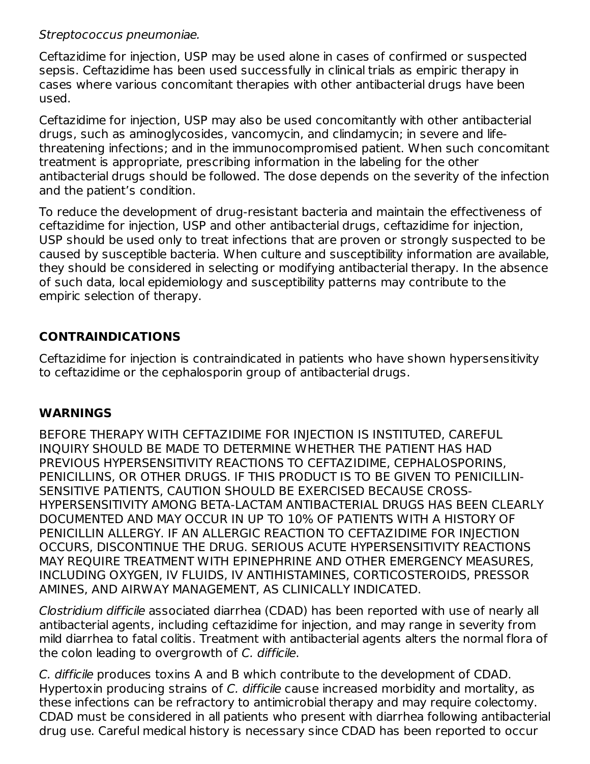*Streptococcus pneumoniae.*

Ceftazidime for injection, USP may be used alone in cases of confirmed or suspected sepsis. Ceftazidime has been used successfully in clinical trials as empiric therapy in cases where various concomitant therapies with other antibacterial drugs have been used.

Ceftazidime for injection, USP may also be used concomitantly with other antibacterial drugs, such as aminoglycosides, vancomycin, and clindamycin; in severe and life-threatening infections; and in the immunocompromised patient. When such concomitant treatment is appropriate, prescribing information in the labeling for the other antibacterial drugs should be followed. The dose depends on the severity of the infection and the patient's condition.

To reduce the development of drug-resistant bacteria and maintain the effectiveness of ceftazidime for injection, USP and other antibacterial drugs, ceftazidime for injection, USP should be used only to treat infections that are proven or strongly suspected to be caused by susceptible bacteria. When culture and susceptibility information are available, they should be considered in selecting or modifying antibacterial therapy. In the absence of such data, local epidemiology and susceptibility patterns may contribute to the empiric selection of therapy.

## CONTRAINDICATIONS

Ceftazidime for injection is contraindicated in patients who have shown hypersensitivity to ceftazidime or the cephalosporin group of antibacterial drugs.

## WARNINGS

BEFORE THERAPY WITH CEFTAZIDIME FOR INJECTION IS INSTITUTED, CAREFUL INQUIRY SHOULD BE MADE TO DETERMINE WHETHER THE PATIENT HAS HAD PREVIOUS HYPERSENSITIVITY REACTIONS TO CEFTAZIDIME, CEPHALOSPORINS, PENICILLINS, OR OTHER DRUGS. IF THIS PRODUCT IS TO BE GIVEN TO PENICILLIN-SENSITIVE PATIENTS, CAUTION SHOULD BE EXERCISED BECAUSE CROSS-HYPERSENSITIVITY AMONG BETA-LACTAM ANTIBACTERIAL DRUGS HAS BEEN CLEARLY DOCUMENTED AND MAY OCCUR IN UP TO 10% OF PATIENTS WITH A HISTORY OF PENICILLIN ALLERGY. IF AN ALLERGIC REACTION TO CEFTAZIDIME FOR INJECTION OCCURS, DISCONTINUE THE DRUG. SERIOUS ACUTE HYPERSENSITIVITY REACTIONS MAY REQUIRE TREATMENT WITH EPINEPHRINE AND OTHER EMERGENCY MEASURES, INCLUDING OXYGEN, IV FLUIDS, IV ANTIHISTAMINES, CORTICOSTEROIDS, PRESSOR AMINES, AND AIRWAY MANAGEMENT, AS CLINICALLY INDICATED.

*Clostridium difficile* associated diarrhea (CDAD) has been reported with use of nearly all antibacterial agents, including ceftazidime for injection, and may range in severity from mild diarrhea to fatal colitis. Treatment with antibacterial agents alters the normal flora of the colon leading to overgrowth of *C. difficile*.

*C. difficile* produces toxins A and B which contribute to the development of CDAD. Hypertoxin producing strains of *C. difficile* cause increased morbidity and mortality, as these infections can be refractory to antimicrobial therapy and may require colectomy. CDAD must be considered in all patients who present with diarrhea following antibacterial drug use. Careful medical history is necessary since CDAD has been reported to occur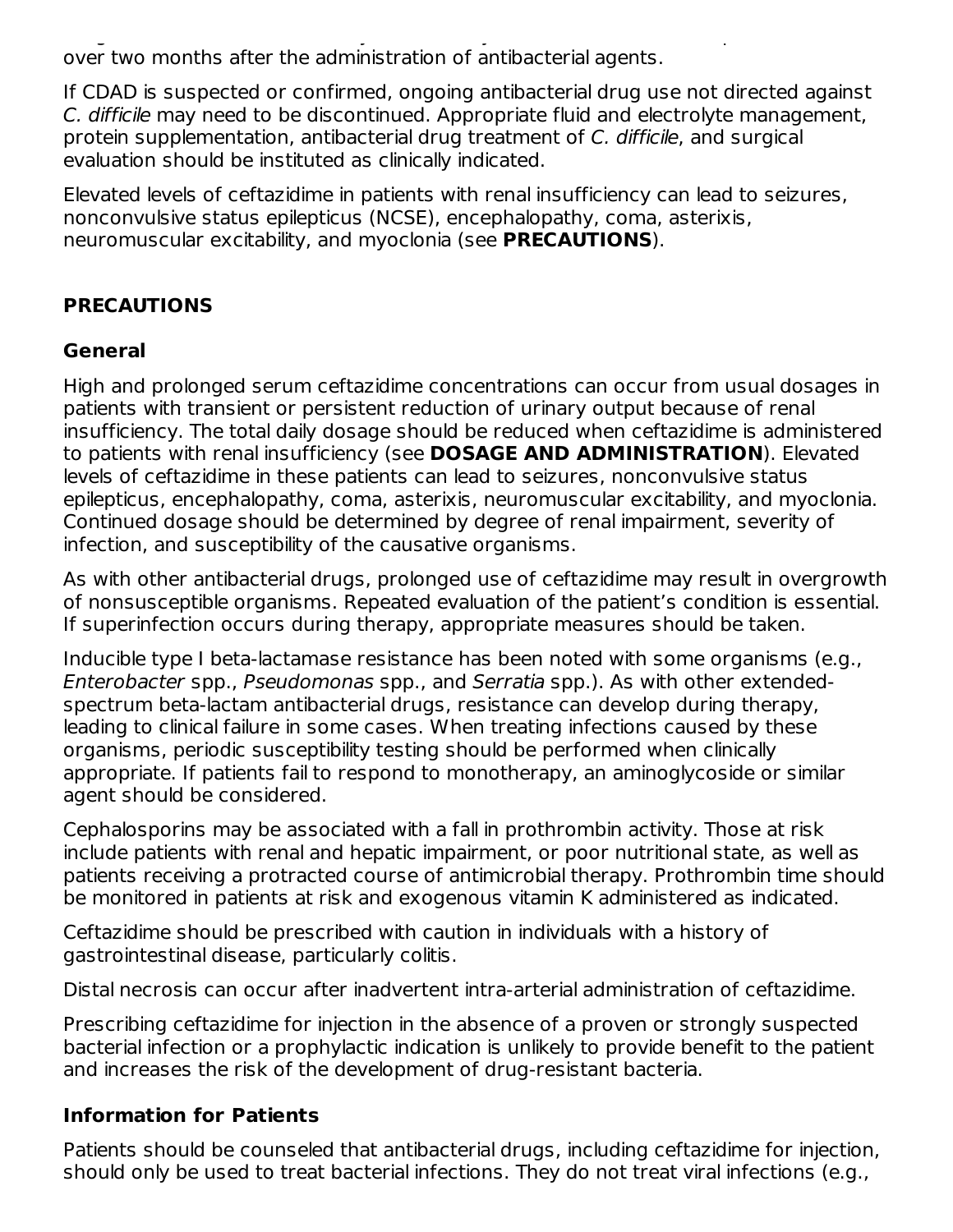over two months after the administration of antibacterial agents.

If CDAD is suspected or confirmed, ongoing antibacterial drug use not directed against *C. difficile* may need to be discontinued. Appropriate fluid and electrolyte management, protein supplementation, antibacterial drug treatment of *C. difficile*, and surgical evaluation should be instituted as clinically indicated.

Elevated levels of ceftazidime in patients with renal insufficiency can lead to seizures, nonconvulsive status epilepticus (NCSE), encephalopathy, coma, asterixis, neuromuscular excitability, and myoclonia (see **PRECAUTIONS**).

## PRECAUTIONS

### General

High and prolonged serum ceftazidime concentrations can occur from usual dosages in patients with transient or persistent reduction of urinary output because of renal insufficiency. The total daily dosage should be reduced when ceftazidime is administered to patients with renal insufficiency (see **DOSAGE AND ADMINISTRATION**). Elevated levels of ceftazidime in these patients can lead to seizures, nonconvulsive status epilepticus, encephalopathy, coma, asterixis, neuromuscular excitability, and myoclonia. Continued dosage should be determined by degree of renal impairment, severity of infection, and susceptibility of the causative organisms.

As with other antibacterial drugs, prolonged use of ceftazidime may result in overgrowth of nonsusceptible organisms. Repeated evaluation of the patient's condition is essential. If superinfection occurs during therapy, appropriate measures should be taken.

Inducible type I beta-lactamase resistance has been noted with some organisms (e.g., *Enterobacter* spp., *Pseudomonas* spp., and *Serratia* spp.). As with other extended-spectrum beta-lactam antibacterial drugs, resistance can develop during therapy, leading to clinical failure in some cases. When treating infections caused by these organisms, periodic susceptibility testing should be performed when clinically appropriate. If patients fail to respond to monotherapy, an aminoglycoside or similar agent should be considered.

Cephalosporins may be associated with a fall in prothrombin activity. Those at risk include patients with renal and hepatic impairment, or poor nutritional state, as well as patients receiving a protracted course of antimicrobial therapy. Prothrombin time should be monitored in patients at risk and exogenous vitamin K administered as indicated.

Ceftazidime should be prescribed with caution in individuals with a history of gastrointestinal disease, particularly colitis.

Distal necrosis can occur after inadvertent intra-arterial administration of ceftazidime.

Prescribing ceftazidime for injection in the absence of a proven or strongly suspected bacterial infection or a prophylactic indication is unlikely to provide benefit to the patient and increases the risk of the development of drug-resistant bacteria.

### Information for Patients

Patients should be counseled that antibacterial drugs, including ceftazidime for injection, should only be used to treat bacterial infections. They do not treat viral infections (e.g.,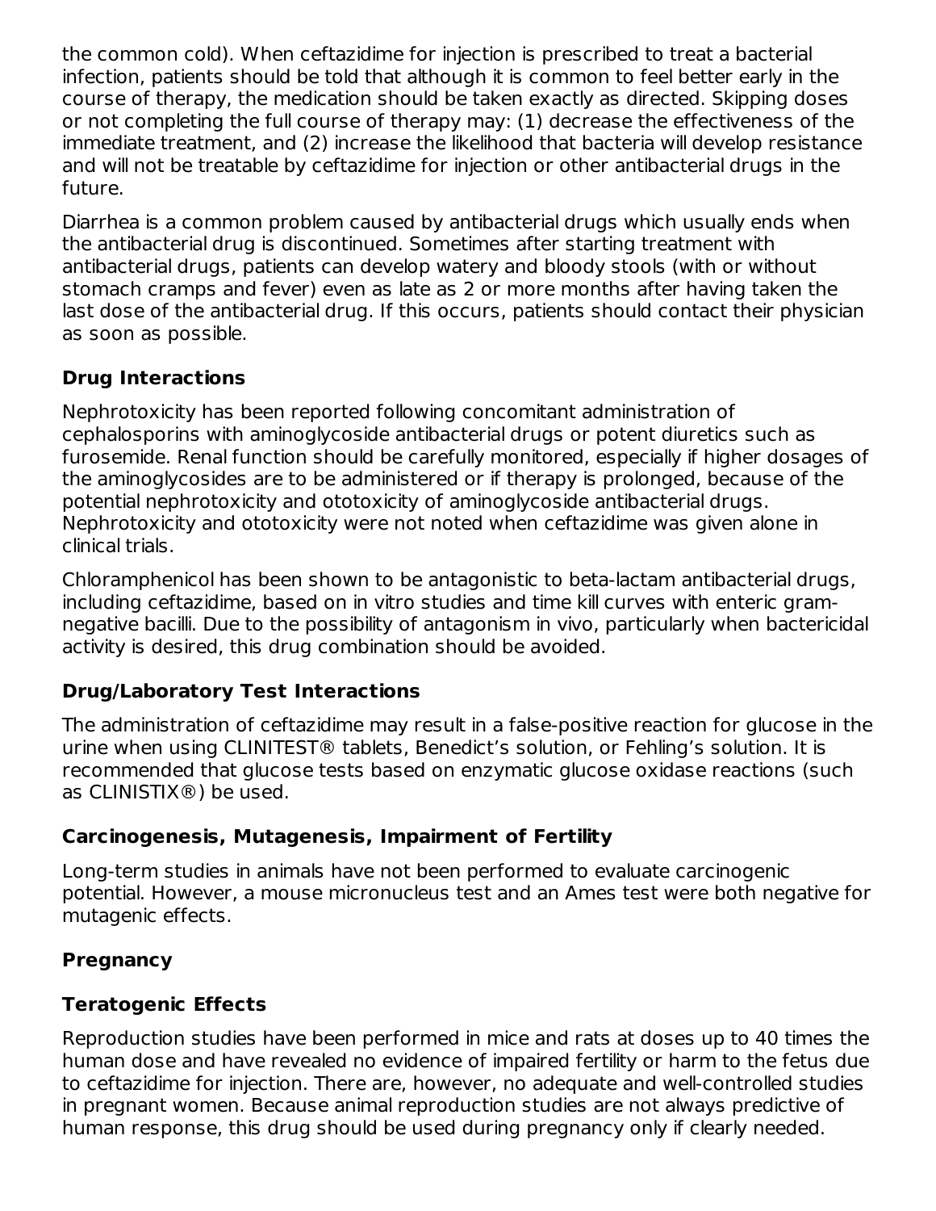the common cold). When ceftazidime for injection is prescribed to treat a bacterial infection, patients should be told that although it is common to feel better early in the course of therapy, the medication should be taken exactly as directed. Skipping doses or not completing the full course of therapy may: (1) decrease the effectiveness of the immediate treatment, and (2) increase the likelihood that bacteria will develop resistance and will not be treatable by ceftazidime for injection or other antibacterial drugs in the future.

Diarrhea is a common problem caused by antibacterial drugs which usually ends when the antibacterial drug is discontinued. Sometimes after starting treatment with antibacterial drugs, patients can develop watery and bloody stools (with or without stomach cramps and fever) even as late as 2 or more months after having taken the last dose of the antibacterial drug. If this occurs, patients should contact their physician as soon as possible.

### Drug Interactions

Nephrotoxicity has been reported following concomitant administration of cephalosporins with aminoglycoside antibacterial drugs or potent diuretics such as furosemide. Renal function should be carefully monitored, especially if higher dosages of the aminoglycosides are to be administered or if therapy is prolonged, because of the potential nephrotoxicity and ototoxicity of aminoglycoside antibacterial drugs. Nephrotoxicity and ototoxicity were not noted when ceftazidime was given alone in clinical trials.

Chloramphenicol has been shown to be antagonistic to beta-lactam antibacterial drugs, including ceftazidime, based on in vitro studies and time kill curves with enteric gram-negative bacilli. Due to the possibility of antagonism in vivo, particularly when bactericidal activity is desired, this drug combination should be avoided.

### Drug/Laboratory Test Interactions

The administration of ceftazidime may result in a false-positive reaction for glucose in the urine when using CLINITEST® tablets, Benedict's solution, or Fehling's solution. It is recommended that glucose tests based on enzymatic glucose oxidase reactions (such as CLINISTIX®) be used.

### Carcinogenesis, Mutagenesis, Impairment of Fertility

Long-term studies in animals have not been performed to evaluate carcinogenic potential. However, a mouse micronucleus test and an Ames test were both negative for mutagenic effects.

### Pregnancy

### Teratogenic Effects

Reproduction studies have been performed in mice and rats at doses up to 40 times the human dose and have revealed no evidence of impaired fertility or harm to the fetus due to ceftazidime for injection. There are, however, no adequate and well-controlled studies in pregnant women. Because animal reproduction studies are not always predictive of human response, this drug should be used during pregnancy only if clearly needed.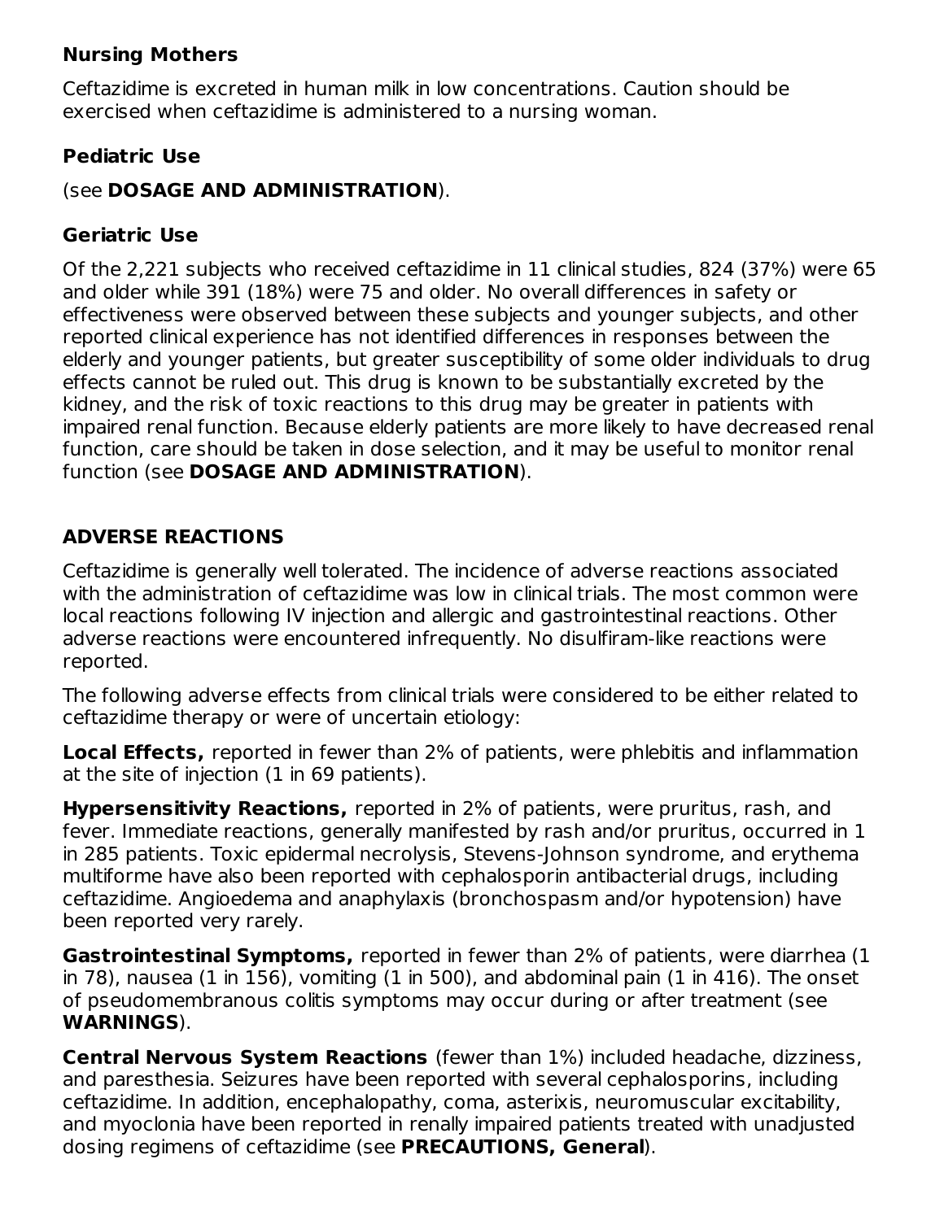### Nursing Mothers

Ceftazidime is excreted in human milk in low concentrations. Caution should be exercised when ceftazidime is administered to a nursing woman.

### Pediatric Use

(see **DOSAGE AND ADMINISTRATION**).

### Geriatric Use

Of the 2,221 subjects who received ceftazidime in 11 clinical studies, 824 (37%) were 65 and older while 391 (18%) were 75 and older. No overall differences in safety or effectiveness were observed between these subjects and younger subjects, and other reported clinical experience has not identified differences in responses between the elderly and younger patients, but greater susceptibility of some older individuals to drug effects cannot be ruled out. This drug is known to be substantially excreted by the kidney, and the risk of toxic reactions to this drug may be greater in patients with impaired renal function. Because elderly patients are more likely to have decreased renal function, care should be taken in dose selection, and it may be useful to monitor renal function (see **DOSAGE AND ADMINISTRATION**).

## ADVERSE REACTIONS

Ceftazidime is generally well tolerated. The incidence of adverse reactions associated with the administration of ceftazidime was low in clinical trials. The most common were local reactions following IV injection and allergic and gastrointestinal reactions. Other adverse reactions were encountered infrequently. No disulfiram-like reactions were reported.

The following adverse effects from clinical trials were considered to be either related to ceftazidime therapy or were of uncertain etiology:

**Local Effects,** reported in fewer than 2% of patients, were phlebitis and inflammation at the site of injection (1 in 69 patients).

**Hypersensitivity Reactions,** reported in 2% of patients, were pruritus, rash, and fever. Immediate reactions, generally manifested by rash and/or pruritus, occurred in 1 in 285 patients. Toxic epidermal necrolysis, Stevens-Johnson syndrome, and erythema multiforme have also been reported with cephalosporin antibacterial drugs, including ceftazidime. Angioedema and anaphylaxis (bronchospasm and/or hypotension) have been reported very rarely.

**Gastrointestinal Symptoms,** reported in fewer than 2% of patients, were diarrhea (1 in 78), nausea (1 in 156), vomiting (1 in 500), and abdominal pain (1 in 416). The onset of pseudomembranous colitis symptoms may occur during or after treatment (see **WARNINGS**).

**Central Nervous System Reactions** (fewer than 1%) included headache, dizziness, and paresthesia. Seizures have been reported with several cephalosporins, including ceftazidime. In addition, encephalopathy, coma, asterixis, neuromuscular excitability, and myoclonia have been reported in renally impaired patients treated with unadjusted dosing regimens of ceftazidime (see **PRECAUTIONS, General**).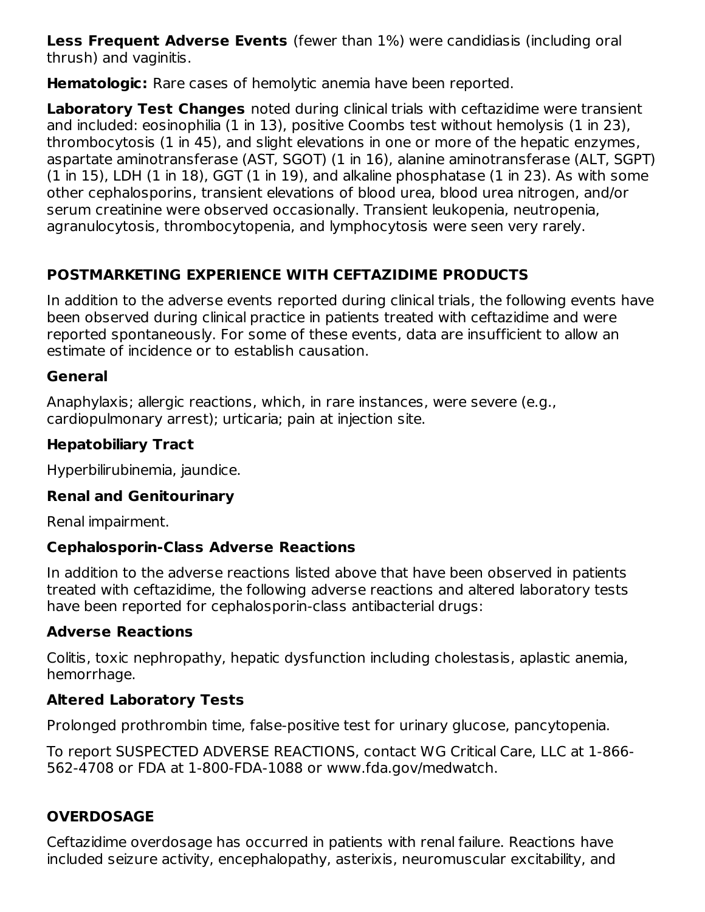**Less Frequent Adverse Events** (fewer than 1%) were candidiasis (including oral thrush) and vaginitis.

**Hematologic:** Rare cases of hemolytic anemia have been reported.

**Laboratory Test Changes** noted during clinical trials with ceftazidime were transient and included: eosinophilia (1 in 13), positive Coombs test without hemolysis (1 in 23), thrombocytosis (1 in 45), and slight elevations in one or more of the hepatic enzymes, aspartate aminotransferase (AST, SGOT) (1 in 16), alanine aminotransferase (ALT, SGPT) (1 in 15), LDH (1 in 18), GGT (1 in 19), and alkaline phosphatase (1 in 23). As with some other cephalosporins, transient elevations of blood urea, blood urea nitrogen, and/or serum creatinine were observed occasionally. Transient leukopenia, neutropenia, agranulocytosis, thrombocytopenia, and lymphocytosis were seen very rarely.

## POSTMARKETING EXPERIENCE WITH CEFTAZIDIME PRODUCTS

In addition to the adverse events reported during clinical trials, the following events have been observed during clinical practice in patients treated with ceftazidime and were reported spontaneously. For some of these events, data are insufficient to allow an estimate of incidence or to establish causation.

### General

Anaphylaxis; allergic reactions, which, in rare instances, were severe (e.g., cardiopulmonary arrest); urticaria; pain at injection site.

### Hepatobiliary Tract

Hyperbilirubinemia, jaundice.

### Renal and Genitourinary

Renal impairment.

### Cephalosporin-Class Adverse Reactions

In addition to the adverse reactions listed above that have been observed in patients treated with ceftazidime, the following adverse reactions and altered laboratory tests have been reported for cephalosporin-class antibacterial drugs:

### Adverse Reactions

Colitis, toxic nephropathy, hepatic dysfunction including cholestasis, aplastic anemia, hemorrhage.

### Altered Laboratory Tests

Prolonged prothrombin time, false-positive test for urinary glucose, pancytopenia.

To report SUSPECTED ADVERSE REACTIONS, contact WG Critical Care, LLC at 1-866-562-4708 or FDA at 1-800-FDA-1088 or www.fda.gov/medwatch.

## OVERDOSAGE

Ceftazidime overdosage has occurred in patients with renal failure. Reactions have included seizure activity, encephalopathy, asterixis, neuromuscular excitability, and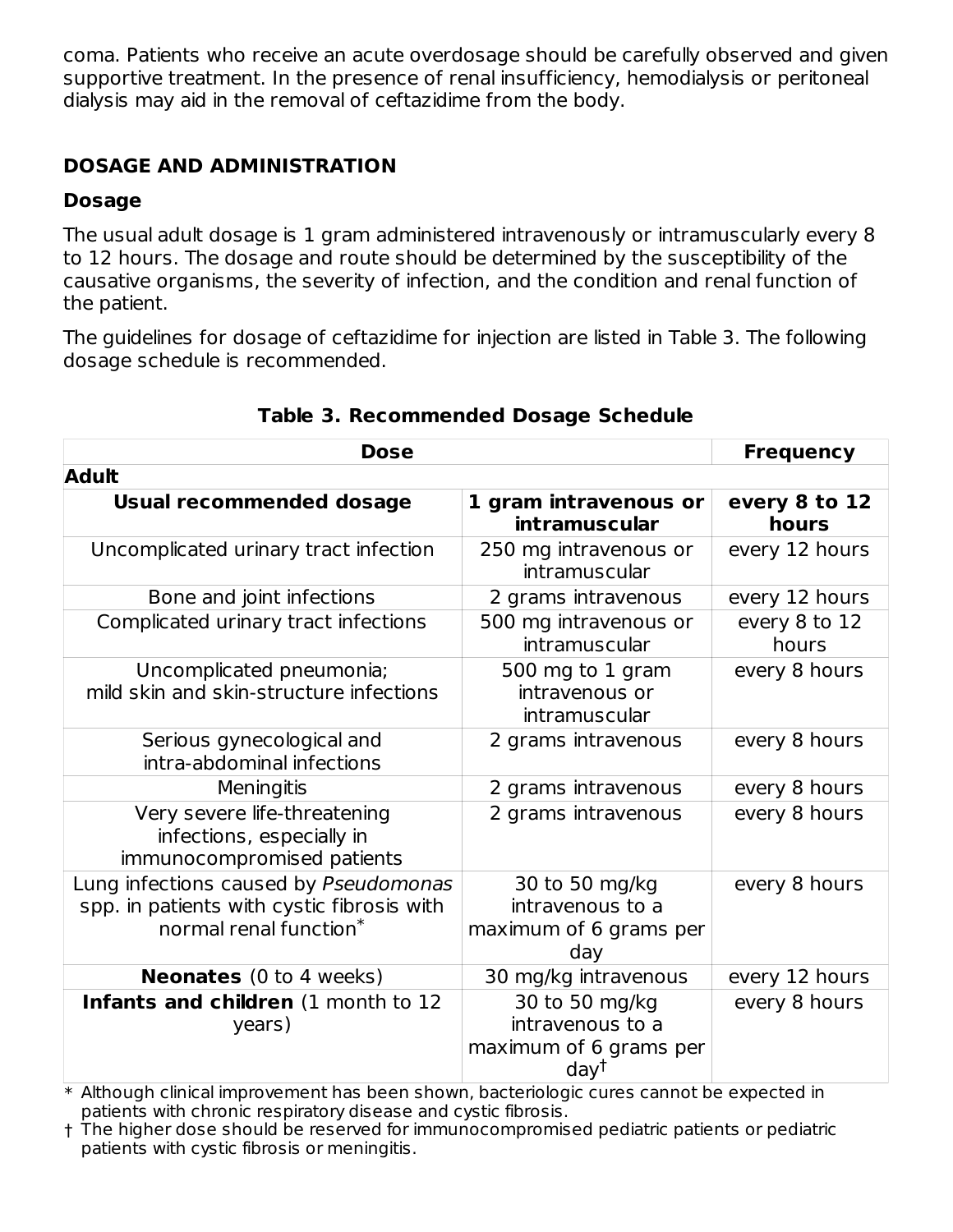coma. Patients who receive an acute overdosage should be carefully observed and given supportive treatment. In the presence of renal insufficiency, hemodialysis or peritoneal dialysis may aid in the removal of ceftazidime from the body.

## DOSAGE AND ADMINISTRATION

### Dosage

The usual adult dosage is 1 gram administered intravenously or intramuscularly every 8 to 12 hours. The dosage and route should be determined by the susceptibility of the causative organisms, the severity of infection, and the condition and renal function of the patient.

The guidelines for dosage of ceftazidime for injection are listed in Table 3. The following dosage schedule is recommended.

**Table 3. Recommended Dosage Schedule**

| Dose | | Frequency |
|---|---|---|
| **Adult** | | |
| **Usual recommended dosage** | **1 gram intravenous or intramuscular** | **every 8 to 12 hours** |
| Uncomplicated urinary tract infection | 250 mg intravenous or intramuscular | every 12 hours |
| Bone and joint infections | 2 grams intravenous | every 12 hours |
| Complicated urinary tract infections | 500 mg intravenous or intramuscular | every 8 to 12 hours |
| Uncomplicated pneumonia; mild skin and skin-structure infections | 500 mg to 1 gram intravenous or intramuscular | every 8 hours |
| Serious gynecological and intra-abdominal infections | 2 grams intravenous | every 8 hours |
| Meningitis | 2 grams intravenous | every 8 hours |
| Very severe life-threatening infections, especially in immunocompromised patients | 2 grams intravenous | every 8 hours |
| Lung infections caused by *Pseudomonas* spp. in patients with cystic fibrosis with normal renal function* | 30 to 50 mg/kg intravenous to a maximum of 6 grams per day | every 8 hours |
| **Neonates** (0 to 4 weeks) | 30 mg/kg intravenous | every 12 hours |
| **Infants and children** (1 month to 12 years) | 30 to 50 mg/kg intravenous to a maximum of 6 grams per day† | every 8 hours |

\* Although clinical improvement has been shown, bacteriologic cures cannot be expected in patients with chronic respiratory disease and cystic fibrosis.

† The higher dose should be reserved for immunocompromised pediatric patients or pediatric patients with cystic fibrosis or meningitis.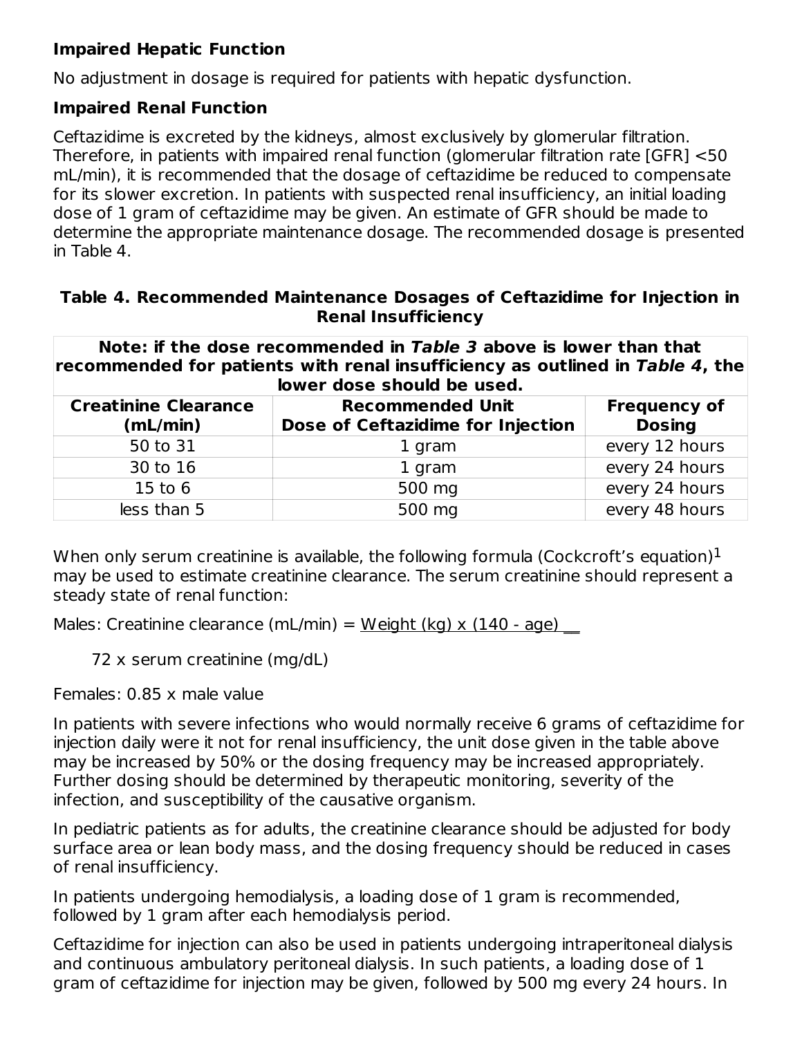### Impaired Hepatic Function

No adjustment in dosage is required for patients with hepatic dysfunction.

### Impaired Renal Function

Ceftazidime is excreted by the kidneys, almost exclusively by glomerular filtration. Therefore, in patients with impaired renal function (glomerular filtration rate [GFR] <50 mL/min), it is recommended that the dosage of ceftazidime be reduced to compensate for its slower excretion. In patients with suspected renal insufficiency, an initial loading dose of 1 gram of ceftazidime may be given. An estimate of GFR should be made to determine the appropriate maintenance dosage. The recommended dosage is presented in Table 4.

**Table 4. Recommended Maintenance Dosages of Ceftazidime for Injection in Renal Insufficiency**

| **Note: if the dose recommended in *Table 3* above is lower than that recommended for patients with renal insufficiency as outlined in *Table 4*, the lower dose should be used.** | | |
|---|---|---|
| **Creatinine Clearance (mL/min)** | **Recommended Unit Dose of Ceftazidime for Injection** | **Frequency of Dosing** |
| 50 to 31 | 1 gram | every 12 hours |
| 30 to 16 | 1 gram | every 24 hours |
| 15 to 6 | 500 mg | every 24 hours |
| less than 5 | 500 mg | every 48 hours |

When only serum creatinine is available, the following formula (Cockcroft's equation)[1] may be used to estimate creatinine clearance. The serum creatinine should represent a steady state of renal function:

Males: $$\text{Creatinine clearance (mL/min)} = \frac{\text{Weight (kg)} \times (140 - \text{age})}{72 \times \text{serum creatinine (mg/dL)}}$$

Females: 0.85 x male value

In patients with severe infections who would normally receive 6 grams of ceftazidime for injection daily were it not for renal insufficiency, the unit dose given in the table above may be increased by 50% or the dosing frequency may be increased appropriately. Further dosing should be determined by therapeutic monitoring, severity of the infection, and susceptibility of the causative organism.

In pediatric patients as for adults, the creatinine clearance should be adjusted for body surface area or lean body mass, and the dosing frequency should be reduced in cases of renal insufficiency.

In patients undergoing hemodialysis, a loading dose of 1 gram is recommended, followed by 1 gram after each hemodialysis period.

Ceftazidime for injection can also be used in patients undergoing intraperitoneal dialysis and continuous ambulatory peritoneal dialysis. In such patients, a loading dose of 1 gram of ceftazidime for injection may be given, followed by 500 mg every 24 hours. In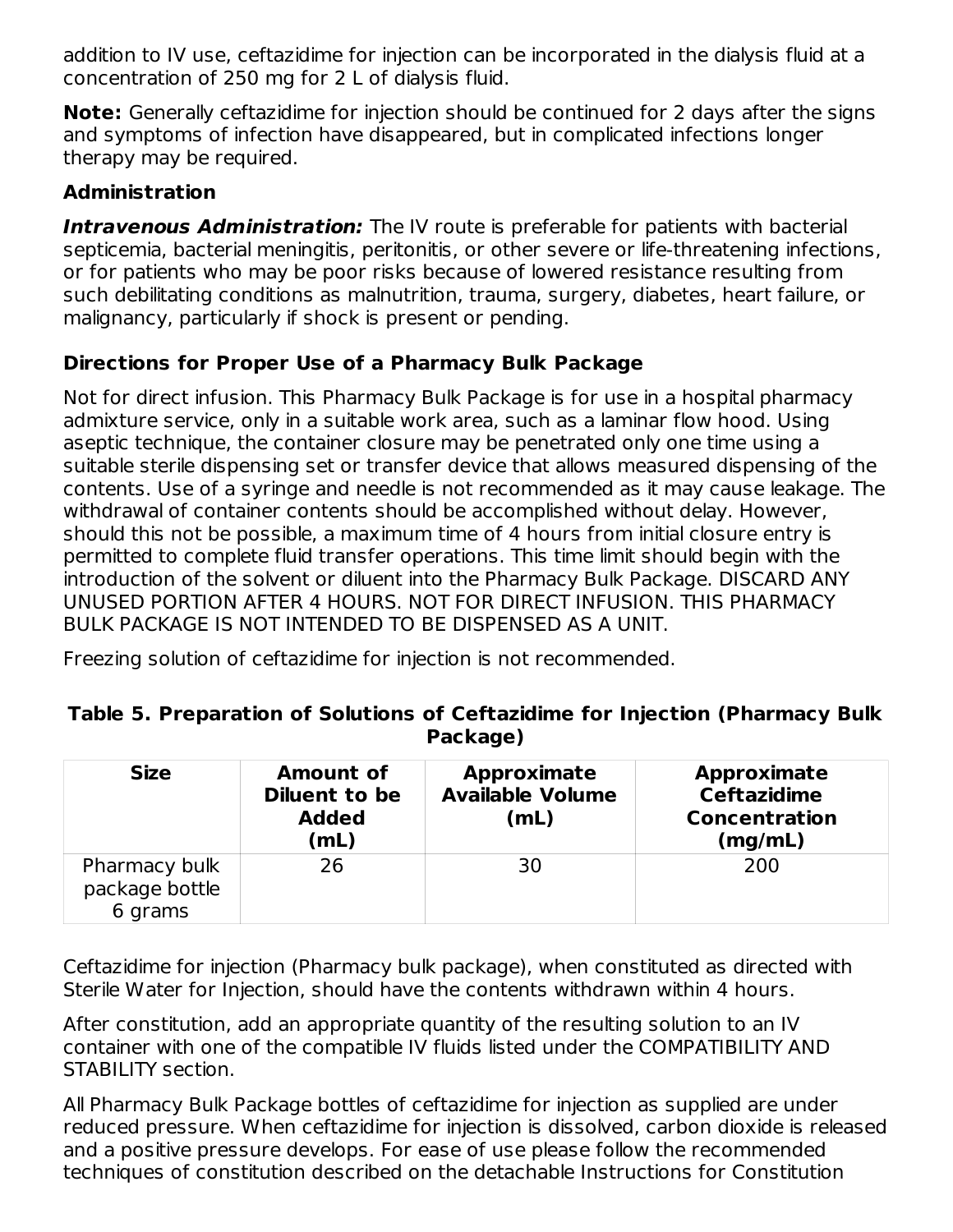addition to IV use, ceftazidime for injection can be incorporated in the dialysis fluid at a concentration of 250 mg for 2 L of dialysis fluid.

**Note:** Generally ceftazidime for injection should be continued for 2 days after the signs and symptoms of infection have disappeared, but in complicated infections longer therapy may be required.

### Administration

***Intravenous Administration:*** The IV route is preferable for patients with bacterial septicemia, bacterial meningitis, peritonitis, or other severe or life-threatening infections, or for patients who may be poor risks because of lowered resistance resulting from such debilitating conditions as malnutrition, trauma, surgery, diabetes, heart failure, or malignancy, particularly if shock is present or pending.

### Directions for Proper Use of a Pharmacy Bulk Package

Not for direct infusion. This Pharmacy Bulk Package is for use in a hospital pharmacy admixture service, only in a suitable work area, such as a laminar flow hood. Using aseptic technique, the container closure may be penetrated only one time using a suitable sterile dispensing set or transfer device that allows measured dispensing of the contents. Use of a syringe and needle is not recommended as it may cause leakage. The withdrawal of container contents should be accomplished without delay. However, should this not be possible, a maximum time of 4 hours from initial closure entry is permitted to complete fluid transfer operations. This time limit should begin with the introduction of the solvent or diluent into the Pharmacy Bulk Package. DISCARD ANY UNUSED PORTION AFTER 4 HOURS. NOT FOR DIRECT INFUSION. THIS PHARMACY BULK PACKAGE IS NOT INTENDED TO BE DISPENSED AS A UNIT.

Freezing solution of ceftazidime for injection is not recommended.

**Table 5. Preparation of Solutions of Ceftazidime for Injection (Pharmacy Bulk Package)**

| Size | Amount of Diluent to be Added (mL) | Approximate Available Volume (mL) | Approximate Ceftazidime Concentration (mg/mL) |
|---|---|---|---|
| Pharmacy bulk package bottle 6 grams | 26 | 30 | 200 |

Ceftazidime for injection (Pharmacy bulk package), when constituted as directed with Sterile Water for Injection, should have the contents withdrawn within 4 hours.

After constitution, add an appropriate quantity of the resulting solution to an IV container with one of the compatible IV fluids listed under the COMPATIBILITY AND STABILITY section.

All Pharmacy Bulk Package bottles of ceftazidime for injection as supplied are under reduced pressure. When ceftazidime for injection is dissolved, carbon dioxide is released and a positive pressure develops. For ease of use please follow the recommended techniques of constitution described on the detachable Instructions for Constitution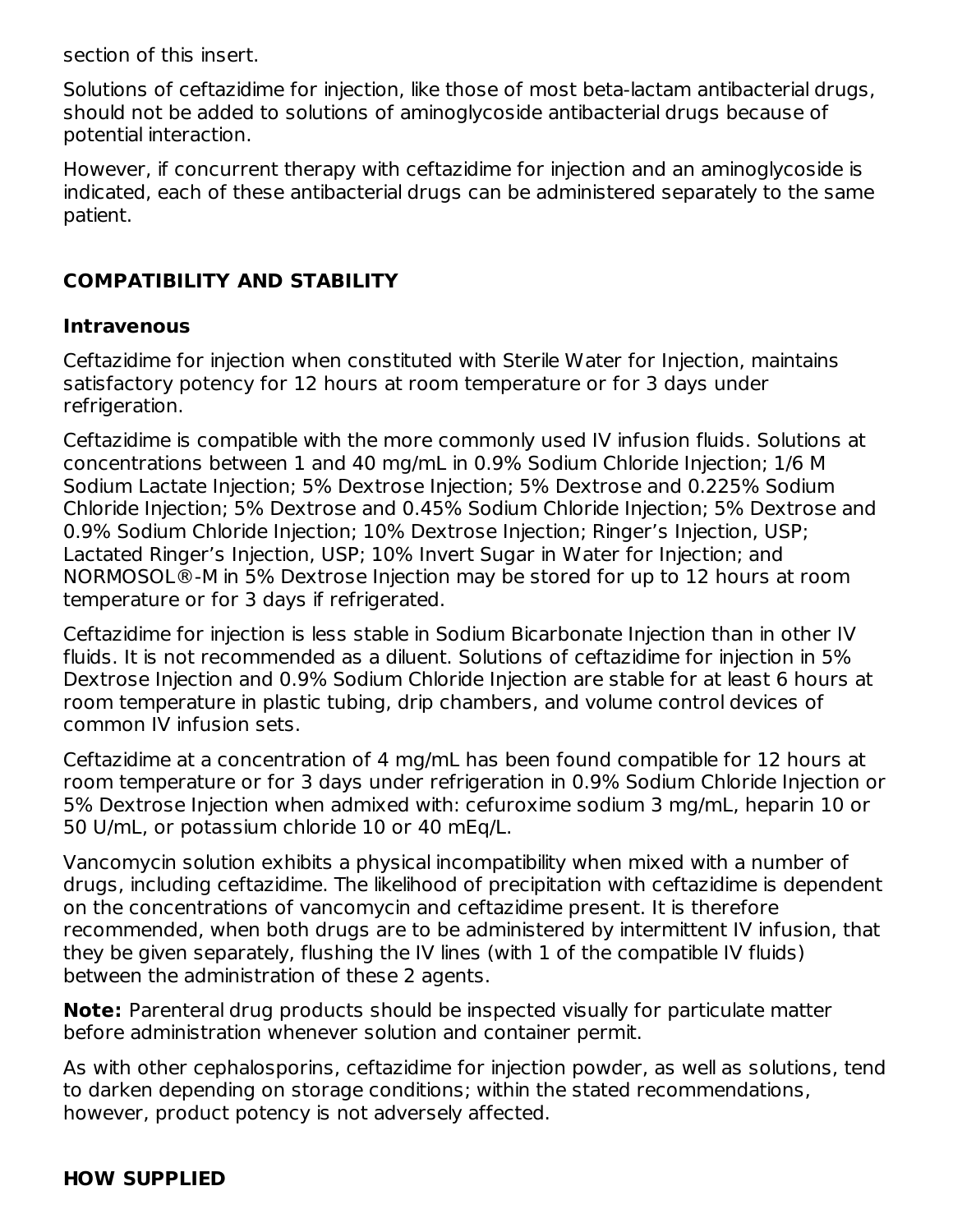section of this insert.

Solutions of ceftazidime for injection, like those of most beta-lactam antibacterial drugs, should not be added to solutions of aminoglycoside antibacterial drugs because of potential interaction.

However, if concurrent therapy with ceftazidime for injection and an aminoglycoside is indicated, each of these antibacterial drugs can be administered separately to the same patient.

## COMPATIBILITY AND STABILITY

### Intravenous

Ceftazidime for injection when constituted with Sterile Water for Injection, maintains satisfactory potency for 12 hours at room temperature or for 3 days under refrigeration.

Ceftazidime is compatible with the more commonly used IV infusion fluids. Solutions at concentrations between 1 and 40 mg/mL in 0.9% Sodium Chloride Injection; 1/6 M Sodium Lactate Injection; 5% Dextrose Injection; 5% Dextrose and 0.225% Sodium Chloride Injection; 5% Dextrose and 0.45% Sodium Chloride Injection; 5% Dextrose and 0.9% Sodium Chloride Injection; 10% Dextrose Injection; Ringer's Injection, USP; Lactated Ringer's Injection, USP; 10% Invert Sugar in Water for Injection; and NORMOSOL®-M in 5% Dextrose Injection may be stored for up to 12 hours at room temperature or for 3 days if refrigerated.

Ceftazidime for injection is less stable in Sodium Bicarbonate Injection than in other IV fluids. It is not recommended as a diluent. Solutions of ceftazidime for injection in 5% Dextrose Injection and 0.9% Sodium Chloride Injection are stable for at least 6 hours at room temperature in plastic tubing, drip chambers, and volume control devices of common IV infusion sets.

Ceftazidime at a concentration of 4 mg/mL has been found compatible for 12 hours at room temperature or for 3 days under refrigeration in 0.9% Sodium Chloride Injection or 5% Dextrose Injection when admixed with: cefuroxime sodium 3 mg/mL, heparin 10 or 50 U/mL, or potassium chloride 10 or 40 mEq/L.

Vancomycin solution exhibits a physical incompatibility when mixed with a number of drugs, including ceftazidime. The likelihood of precipitation with ceftazidime is dependent on the concentrations of vancomycin and ceftazidime present. It is therefore recommended, when both drugs are to be administered by intermittent IV infusion, that they be given separately, flushing the IV lines (with 1 of the compatible IV fluids) between the administration of these 2 agents.

**Note:** Parenteral drug products should be inspected visually for particulate matter before administration whenever solution and container permit.

As with other cephalosporins, ceftazidime for injection powder, as well as solutions, tend to darken depending on storage conditions; within the stated recommendations, however, product potency is not adversely affected.

## HOW SUPPLIED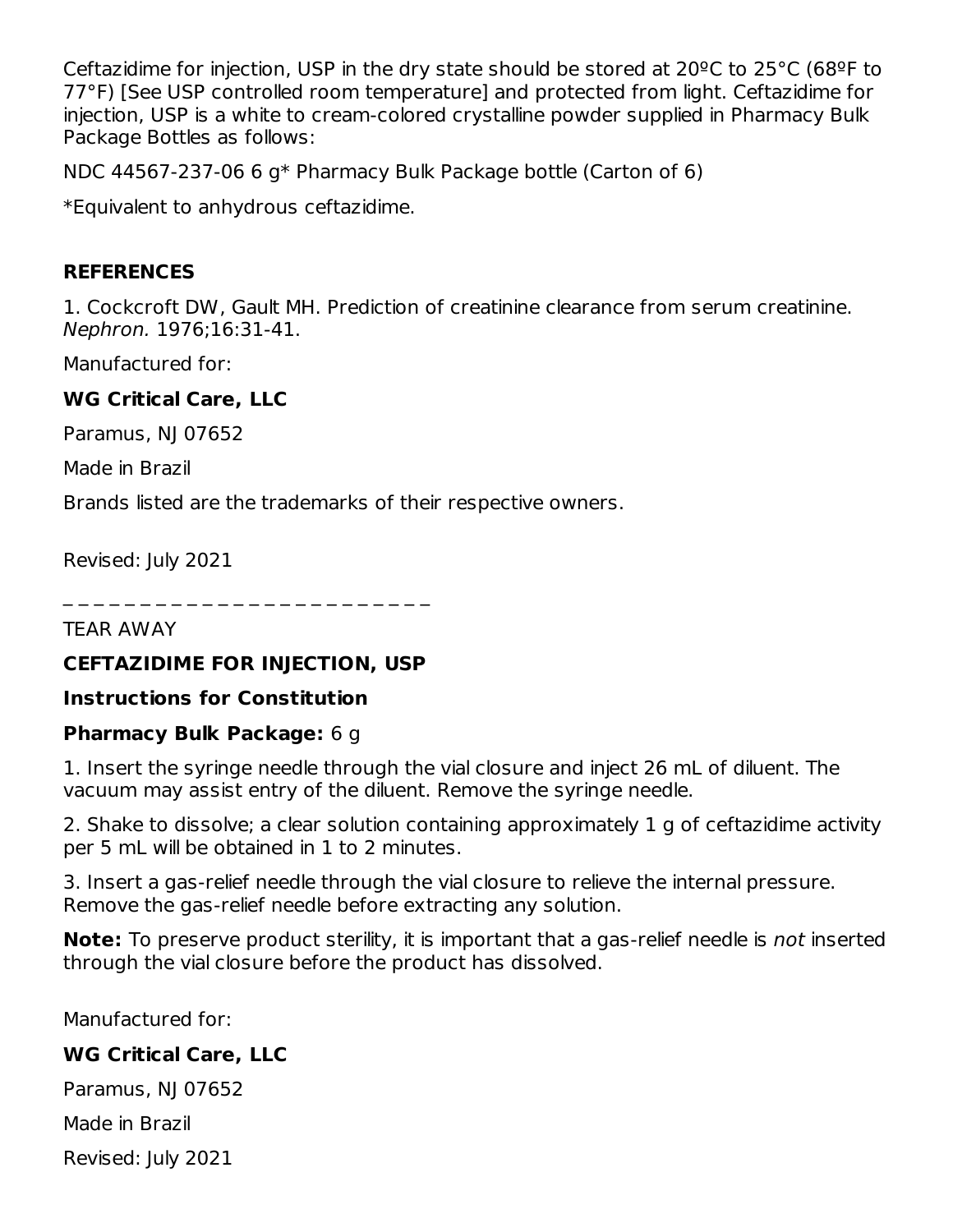Ceftazidime for injection, USP in the dry state should be stored at 20ºC to 25°C (68ºF to 77°F) [See USP controlled room temperature] and protected from light. Ceftazidime for injection, USP is a white to cream-colored crystalline powder supplied in Pharmacy Bulk Package Bottles as follows:

NDC 44567-237-06 6 g* Pharmacy Bulk Package bottle (Carton of 6)

*Equivalent to anhydrous ceftazidime.

**REFERENCES**

1. Cockcroft DW, Gault MH. Prediction of creatinine clearance from serum creatinine. *Nephron.* 1976;16:31-41.

Manufactured for:

**WG Critical Care, LLC**

Paramus, NJ 07652

Made in Brazil

Brands listed are the trademarks of their respective owners.

Revised: July 2021

_ _ _ _ _ _ _ _ _ _ _ _ _ _ _ _ _ _ _ _ _ _ _ _ _

TEAR AWAY

**CEFTAZIDIME FOR INJECTION, USP**

**Instructions for Constitution**

**Pharmacy Bulk Package:** 6 g

1. Insert the syringe needle through the vial closure and inject 26 mL of diluent. The vacuum may assist entry of the diluent. Remove the syringe needle.

2. Shake to dissolve; a clear solution containing approximately 1 g of ceftazidime activity per 5 mL will be obtained in 1 to 2 minutes.

3. Insert a gas-relief needle through the vial closure to relieve the internal pressure. Remove the gas-relief needle before extracting any solution.

**Note:** To preserve product sterility, it is important that a gas-relief needle is *not* inserted through the vial closure before the product has dissolved.

Manufactured for:

**WG Critical Care, LLC**

Paramus, NJ 07652

Made in Brazil

Revised: July 2021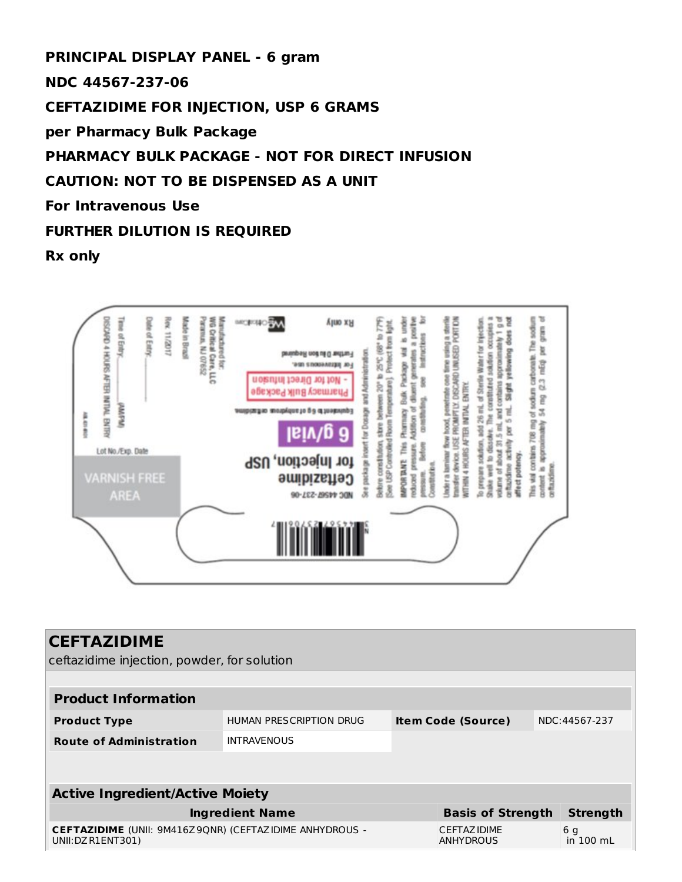**PRINCIPAL DISPLAY PANEL - 6 gram**

**NDC 44567-237-06**

**CEFTAZIDIME FOR INJECTION, USP 6 GRAMS**

**per Pharmacy Bulk Package**

**PHARMACY BULK PACKAGE - NOT FOR DIRECT INFUSION**

**CAUTION: NOT TO BE DISPENSED AS A UNIT**

**For Intravenous Use**

**FURTHER DILUTION IS REQUIRED**

**Rx only**

NDC 44567-237-06

Ceftazidime for Injection, USP

6 g/vial

Equivalent to 6 g of anhydrous ceftazidime.

Pharmacy Bulk Package - Not for Direct Infusion

For Intravenous use.

Further Dilution Required

Rx only

See package insert for Dosage and Administration.

Before constitution, store between 20° to 25°C (68° to 77°F) [See USP Controlled Room Temperature]. Protect from light.

IMPORTANT: This Pharmacy Bulk Package vial is under reduced pressure. Addition of diluent generates a positive pressure. Before constituting, see Instructions for Constitution.

Under a laminar flow hood, penetrate one time using a sterile transfer device. USE PROMPTLY. DISCARD UNUSED PORTION WITHIN 4 HOURS AFTER INITIAL ENTRY.

To prepare solution, add 26 mL of Sterile Water for Injection. Shake well to dissolve. The constituted solution occupies a volume of about 31.5 mL and contains approximately 1 g of ceftazidime activity per 5 mL. Slight yellowing does not affect potency.

This vial contains 708 mg of sodium carbonate. The sodium content is approximately 54 mg (2.3 mEq) per gram of ceftazidime.

Manufactured for: WG Critical Care, LLC Paramus, NJ 07652

Made in Brazil

Rev. 11/2017

Date of Entry:\_\_\_\_\_\_\_\_

Time of Entry:\_\_\_\_\_\_\_\_ (AM/PM)

DISCARD 4 HOURS AFTER INITIAL ENTRY

Lot No./Exp. Date

VARNISH FREE AREA

## CEFTAZIDIME

ceftazidime injection, powder, for solution

| **Product Information** | | | |
|---|---|---|---|
| **Product Type** | HUMAN PRESCRIPTION DRUG | **Item Code (Source)** | NDC:44567-237 |
| **Route of Administration** | INTRAVENOUS | | |

| **Active Ingredient/Active Moiety** | | |
|---|---|---|
| **Ingredient Name** | **Basis of Strength** | **Strength** |
| **CEFTAZIDIME** (UNII: 9M416Z9QNR) (CEFTAZIDIME ANHYDROUS - UNII:DZR1ENT301) | CEFTAZIDIME ANHYDROUS | 6 g in 100 mL |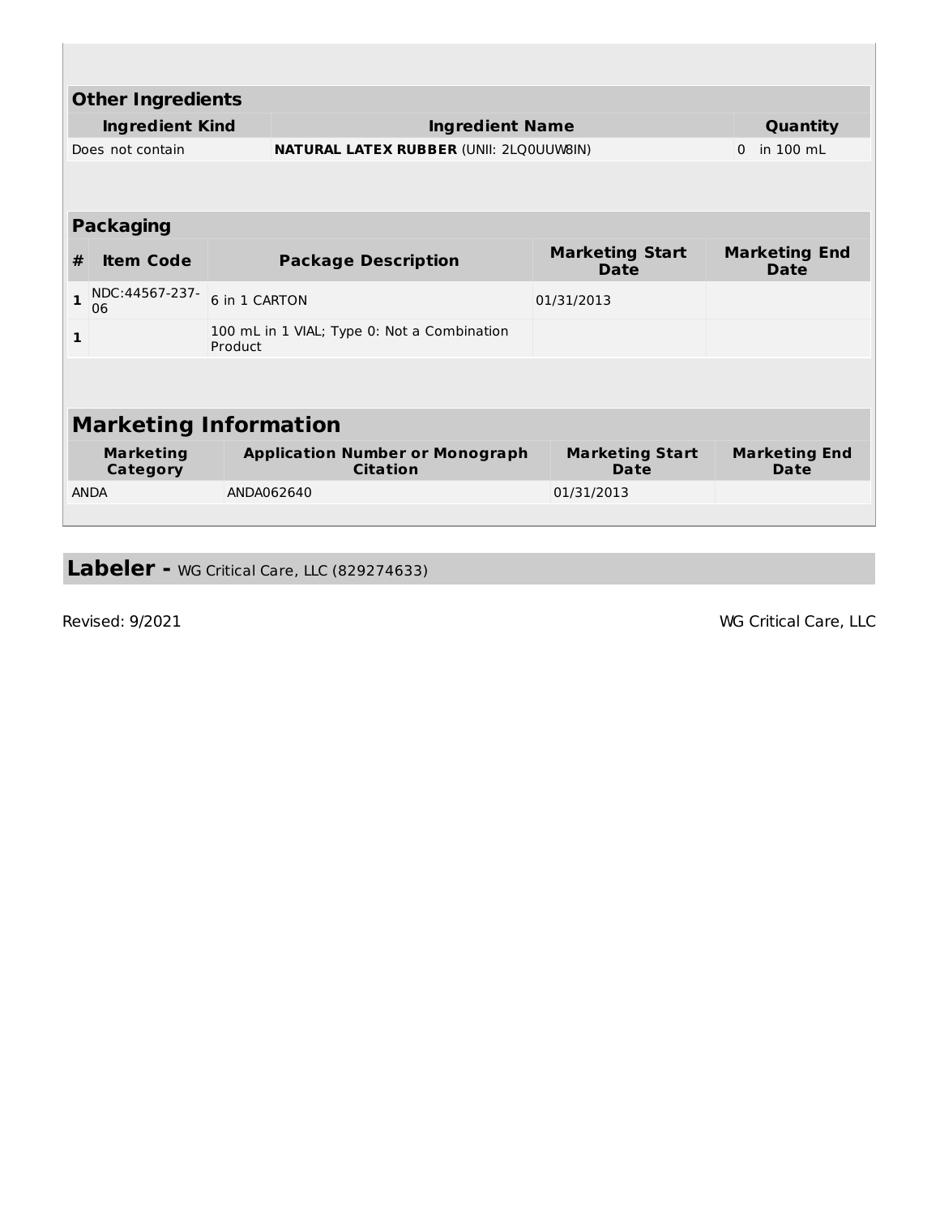| Other Ingredients | | |
|---|---|---|
| **Ingredient Kind** | **Ingredient Name** | **Quantity** |
| Does not contain | **NATURAL LATEX RUBBER** (UNII: 2LQ0UUW8IN) | 0 in 100 mL |

| Packaging | | | | |
|---|---|---|---|---|
| **#** | **Item Code** | **Package Description** | **Marketing Start Date** | **Marketing End Date** |
| 1 | NDC:44567-237-06 | 6 in 1 CARTON | 01/31/2013 | |
| 1 | | 100 mL in 1 VIAL; Type 0: Not a Combination Product | | |

| Marketing Information | | | |
|---|---|---|---|
| **Marketing Category** | **Application Number or Monograph Citation** | **Marketing Start Date** | **Marketing End Date** |
| ANDA | ANDA062640 | 01/31/2013 | |

**Labeler -** WG Critical Care, LLC (829274633)

Revised: 9/2021

WG Critical Care, LLC